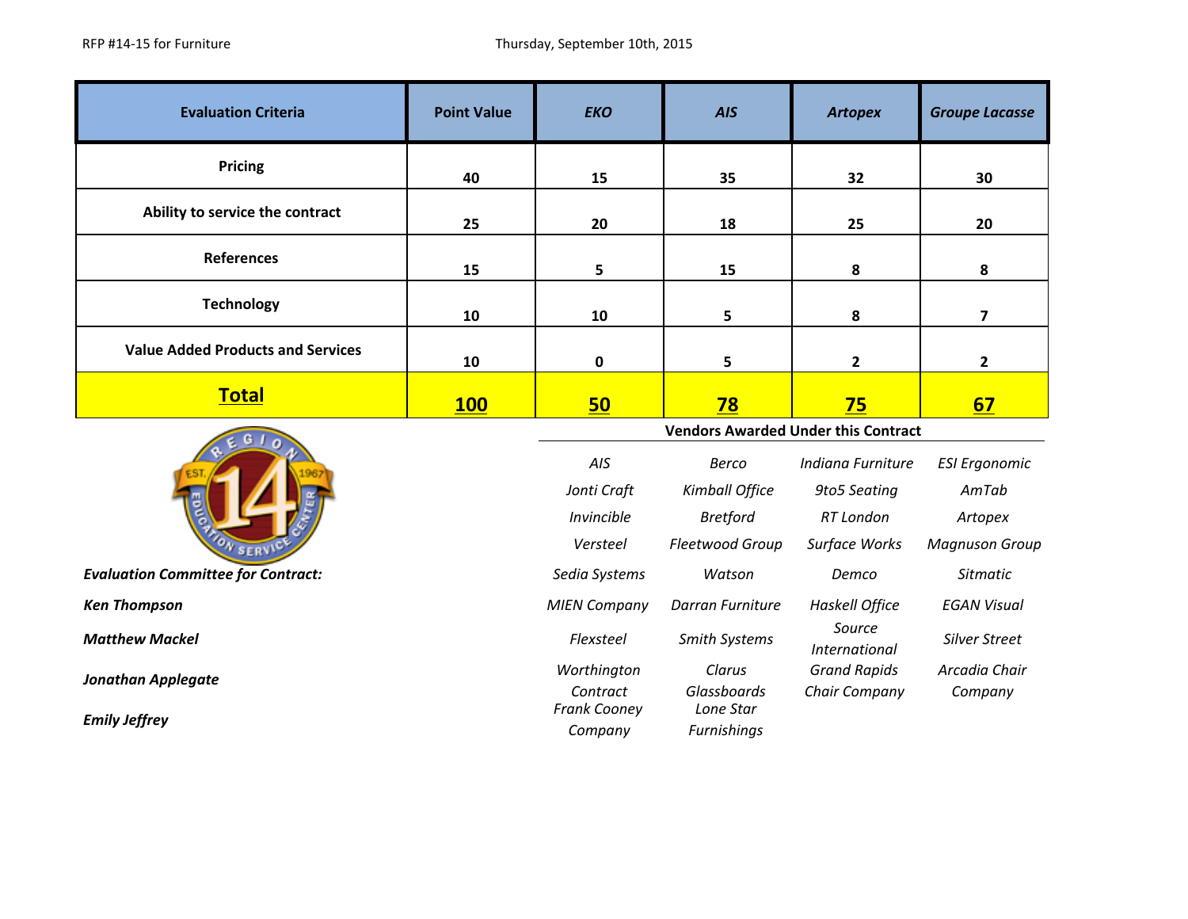RFP #14-15 for Furniture

Thursday, September 10th, 2015

| Evaluation Criteria | Point Value | *EKO* | *AIS* | *Artopex* | *Groupe Lacasse* |
|---|---|---|---|---|---|
| Pricing | 40 | 15 | 35 | 32 | 30 |
| Ability to service the contract | 25 | 20 | 18 | 25 | 20 |
| References | 15 | 5 | 15 | 8 | 8 |
| Technology | 10 | 10 | 5 | 8 | 7 |
| Value Added Products and Services | 10 | 0 | 5 | 2 | 2 |
| **Total** | **100** | **50** | **78** | **75** | **67** |

**Vendors Awarded Under this Contract**

| | | | |
|---|---|---|---|
| *AIS* | *Berco* | *Indiana Furniture* | *ESI Ergonomic* |
| *Jonti Craft* | *Kimball Office* | *9to5 Seating* | *AmTab* |
| *Invincible* | *Bretford* | *RT London* | *Artopex* |
| *Versteel* | *Fleetwood Group* | *Surface Works* | *Magnuson Group* |
| *Sedia Systems* | *Watson* | *Demco* | *Sitmatic* |
| *MIEN Company* | *Darran Furniture* | *Haskell Office* | *EGAN Visual* |
| *Flexsteel* | *Smith Systems* | *Source International* | *Silver Street* |
| *Worthington Contract* | *Clarus Glassboards* | *Grand Rapids Chair Company* | *Arcadia Chair Company* |
| *Frank Cooney Company* | *Lone Star Furnishings* | | |

***Evaluation Committee for Contract:***

***Ken Thompson***

***Matthew Mackel***

***Jonathan Applegate***

***Emily Jeffrey***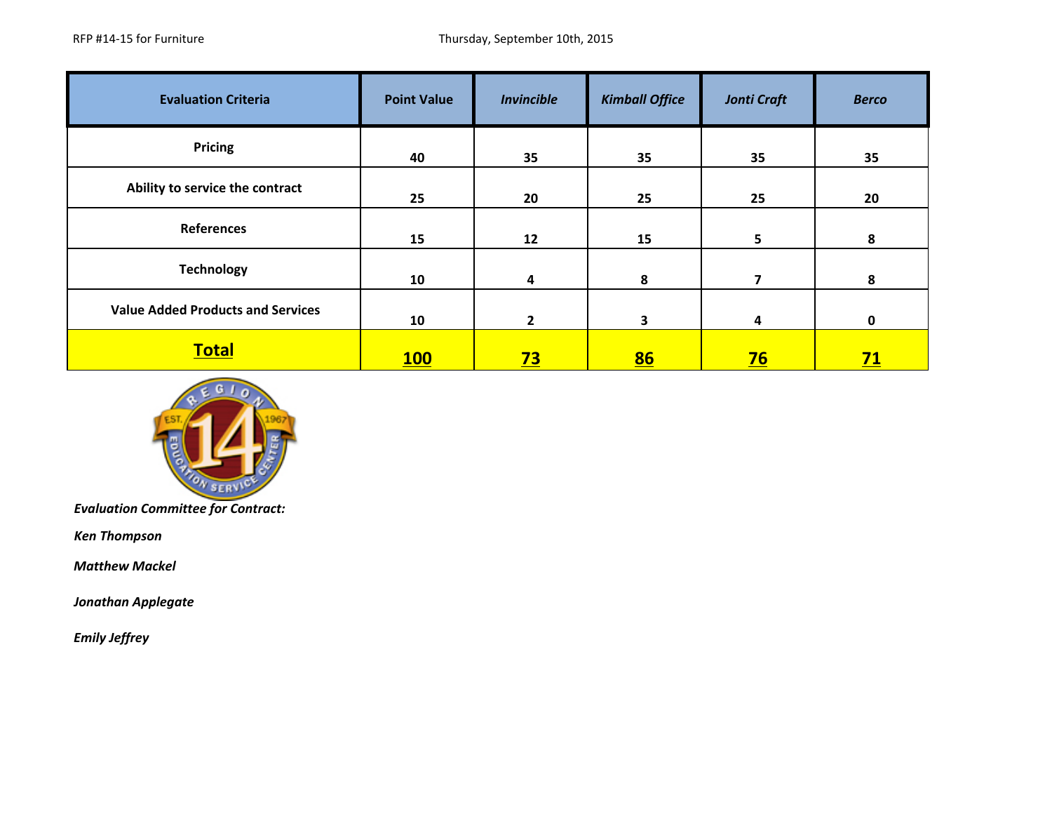RFP #14-15 for Furniture

Thursday, September 10th, 2015

| Evaluation Criteria | Point Value | *Invincible* | *Kimball Office* | *Jonti Craft* | *Berco* |
|---|---|---|---|---|---|
| Pricing | 40 | 35 | 35 | 35 | 35 |
| Ability to service the contract | 25 | 20 | 25 | 25 | 20 |
| References | 15 | 12 | 15 | 5 | 8 |
| Technology | 10 | 4 | 8 | 7 | 8 |
| Value Added Products and Services | 10 | 2 | 3 | 4 | 0 |
| **Total** | **100** | **73** | **86** | **76** | **71** |

***Evaluation Committee for Contract:***

***Ken Thompson***

***Matthew Mackel***

***Jonathan Applegate***

***Emily Jeffrey***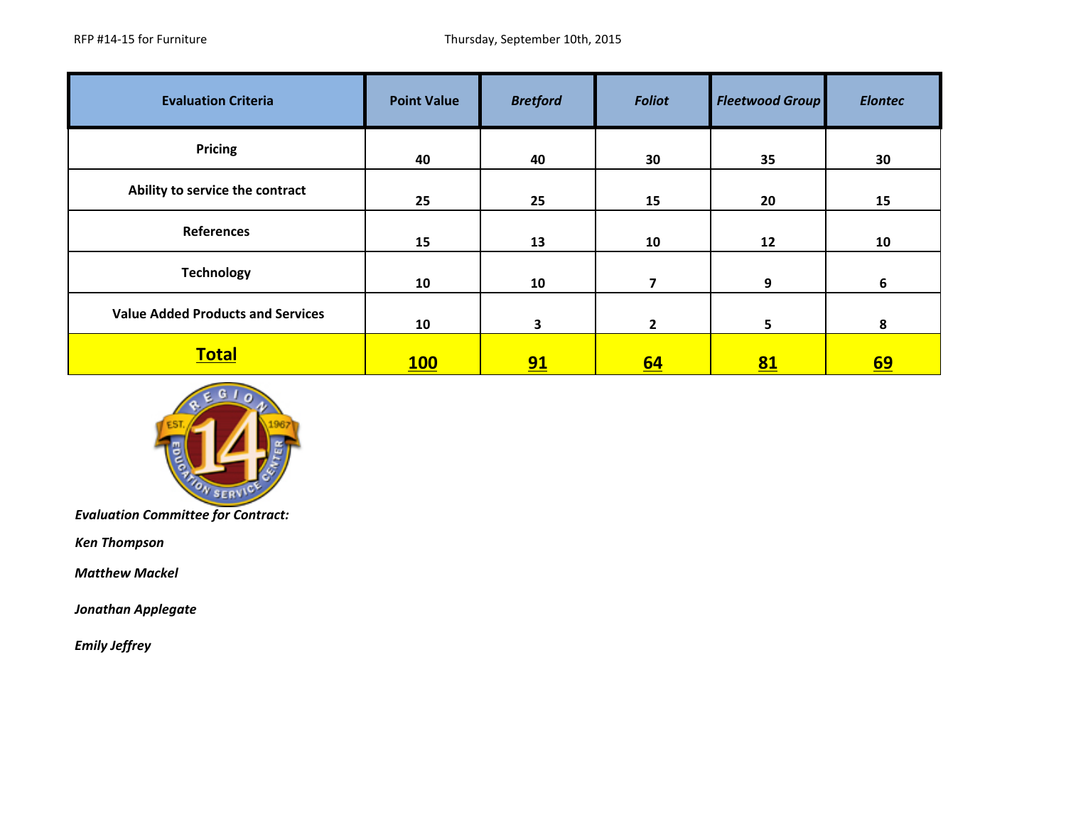RFP #14-15 for Furniture

Thursday, September 10th, 2015

| Evaluation Criteria | Point Value | *Bretford* | *Foliot* | *Fleetwood Group* | *Elontec* |
|---|---|---|---|---|---|
| Pricing | 40 | 40 | 30 | 35 | 30 |
| Ability to service the contract | 25 | 25 | 15 | 20 | 15 |
| References | 15 | 13 | 10 | 12 | 10 |
| Technology | 10 | 10 | 7 | 9 | 6 |
| Value Added Products and Services | 10 | 3 | 2 | 5 | 8 |
| **Total** | **100** | **91** | **64** | **81** | **69** |

***Evaluation Committee for Contract:***

***Ken Thompson***

***Matthew Mackel***

***Jonathan Applegate***

***Emily Jeffrey***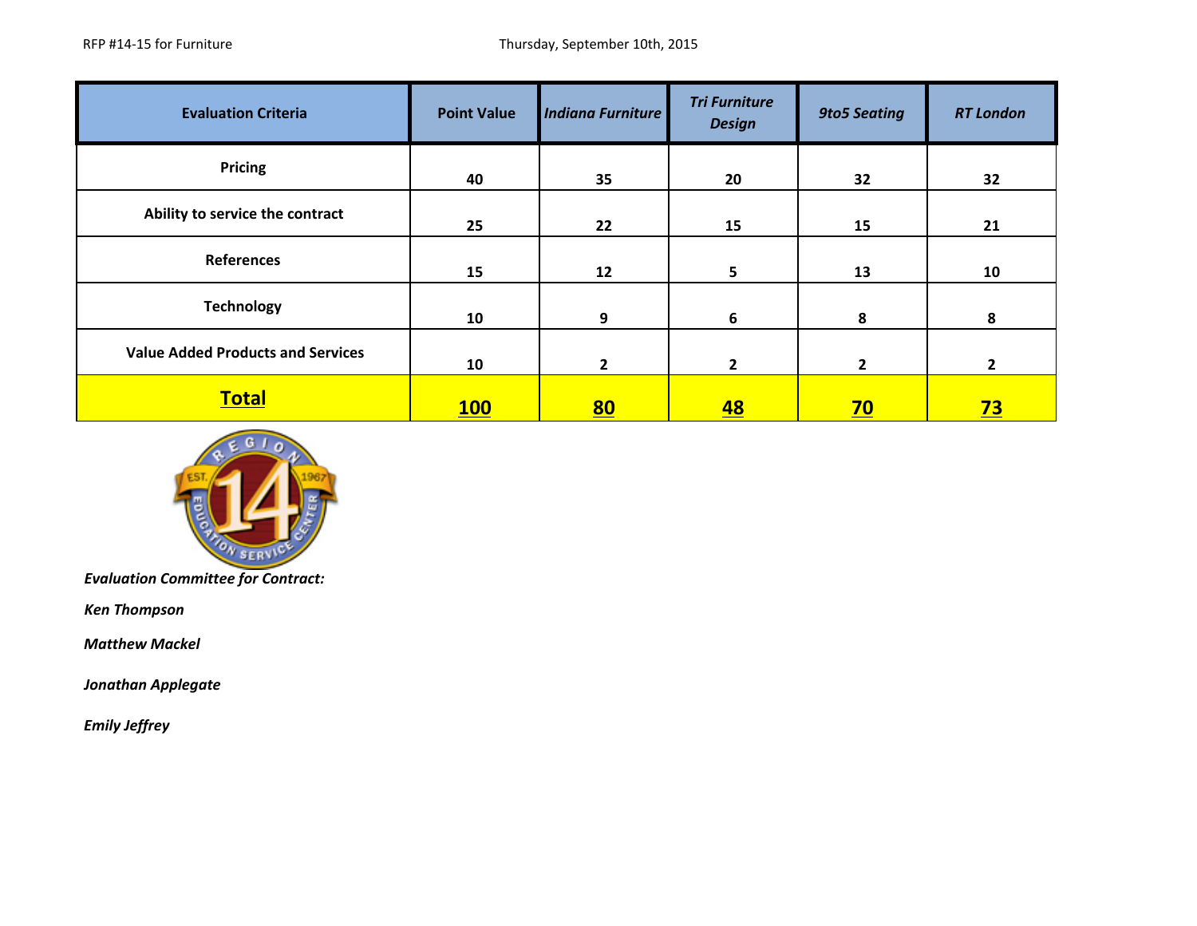RFP #14-15 for Furniture Thursday, September 10th, 2015

| Evaluation Criteria | Point Value | *Indiana Furniture* | *Tri Furniture Design* | *9to5 Seating* | *RT London* |
|---|---|---|---|---|---|
| **Pricing** | **40** | **35** | **20** | **32** | **32** |
| **Ability to service the contract** | **25** | **22** | **15** | **15** | **21** |
| **References** | **15** | **12** | **5** | **13** | **10** |
| **Technology** | **10** | **9** | **6** | **8** | **8** |
| **Value Added Products and Services** | **10** | **2** | **2** | **2** | **2** |
| **Total** | **100** | **80** | **48** | **70** | **73** |

***Evaluation Committee for Contract:***

***Ken Thompson***

***Matthew Mackel***

***Jonathan Applegate***

***Emily Jeffrey***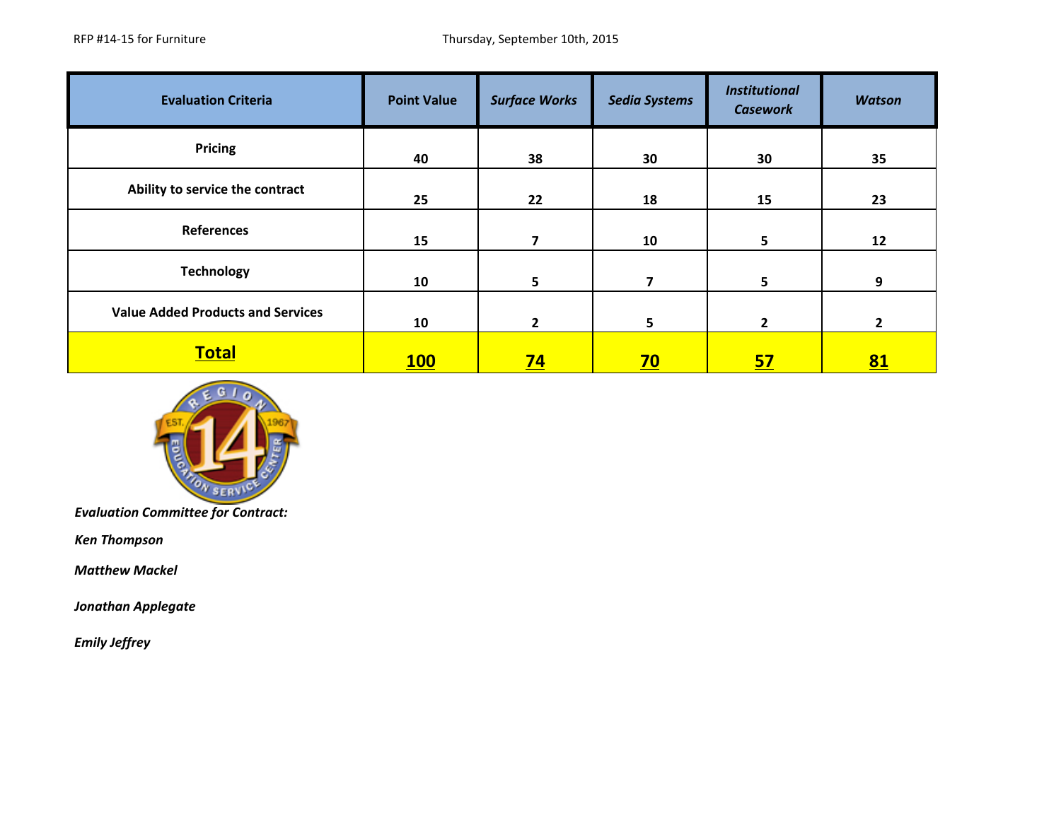RFP #14-15 for Furniture Thursday, September 10th, 2015

| Evaluation Criteria | Point Value | *Surface Works* | *Sedia Systems* | *Institutional Casework* | *Watson* |
|---|---|---|---|---|---|
| **Pricing** | **40** | **38** | **30** | **30** | **35** |
| **Ability to service the contract** | **25** | **22** | **18** | **15** | **23** |
| **References** | **15** | **7** | **10** | **5** | **12** |
| **Technology** | **10** | **5** | **7** | **5** | **9** |
| **Value Added Products and Services** | **10** | **2** | **5** | **2** | **2** |
| **Total** | **100** | **74** | **70** | **57** | **81** |

***Evaluation Committee for Contract:***

***Ken Thompson***

***Matthew Mackel***

***Jonathan Applegate***

***Emily Jeffrey***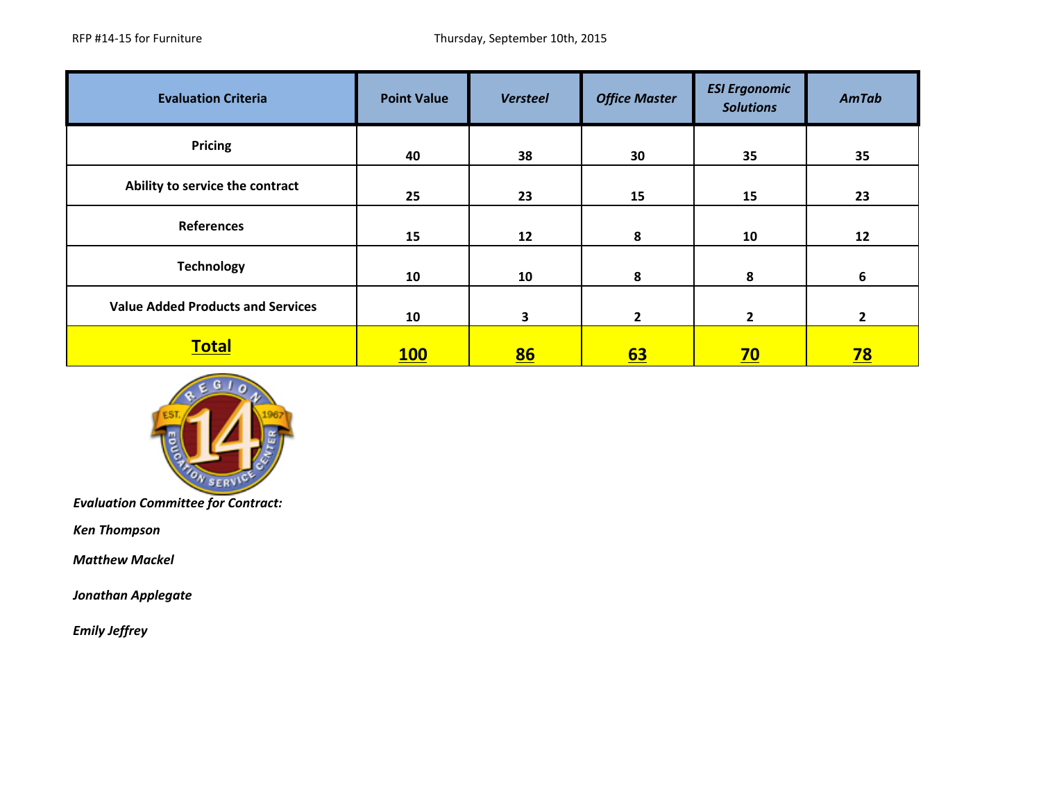RFP #14-15 for Furniture — Thursday, September 10th, 2015

| Evaluation Criteria | Point Value | *Versteel* | *Office Master* | *ESI Ergonomic Solutions* | *AmTab* |
|---|---|---|---|---|---|
| **Pricing** | **40** | **38** | **30** | **35** | **35** |
| **Ability to service the contract** | **25** | **23** | **15** | **15** | **23** |
| **References** | **15** | **12** | **8** | **10** | **12** |
| **Technology** | **10** | **10** | **8** | **8** | **6** |
| **Value Added Products and Services** | **10** | **3** | **2** | **2** | **2** |
| **Total** | **100** | **86** | **63** | **70** | **78** |

***Evaluation Committee for Contract:***

***Ken Thompson***

***Matthew Mackel***

***Jonathan Applegate***

***Emily Jeffrey***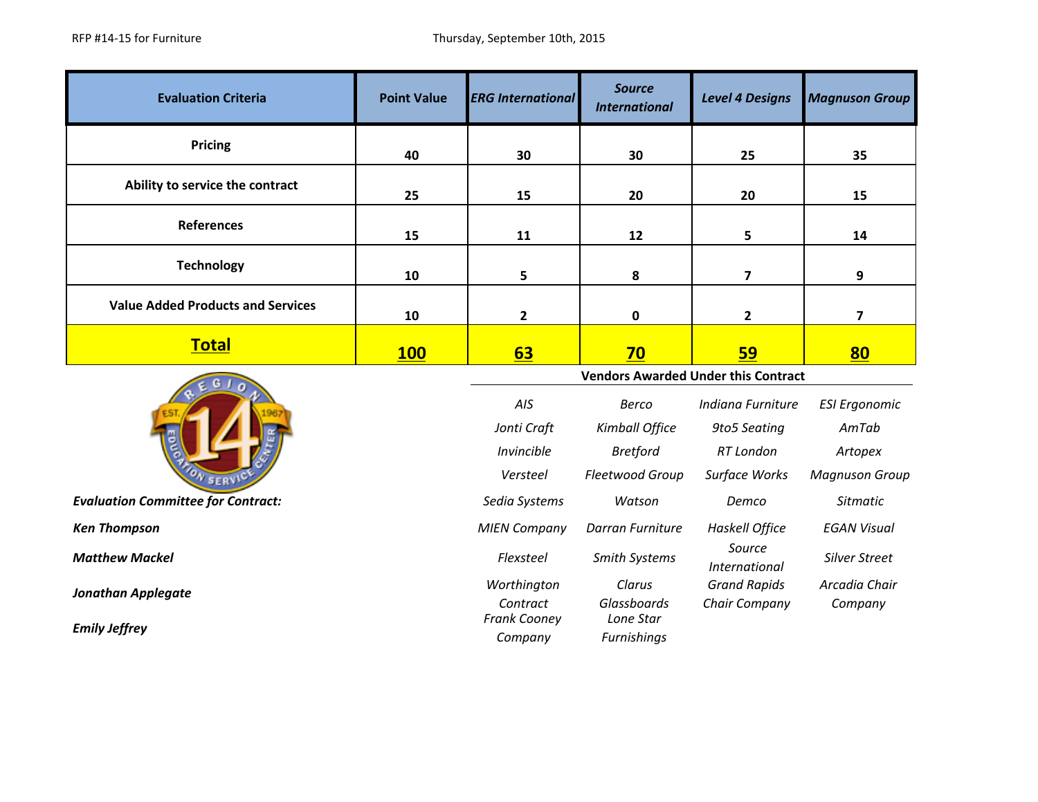RFP #14-15 for Furniture

Thursday, September 10th, 2015

| Evaluation Criteria | Point Value | *ERG International* | *Source International* | *Level 4 Designs* | *Magnuson Group* |
|---|---|---|---|---|---|
| Pricing | 40 | 30 | 30 | 25 | 35 |
| Ability to service the contract | 25 | 15 | 20 | 20 | 15 |
| References | 15 | 11 | 12 | 5 | 14 |
| Technology | 10 | 5 | 8 | 7 | 9 |
| Value Added Products and Services | 10 | 2 | 0 | 2 | 7 |
| **Total** | **100** | **63** | **70** | **59** | **80** |

**Vendors Awarded Under this Contract**

| | | | |
|---|---|---|---|
| *AIS* | *Berco* | *Indiana Furniture* | *ESI Ergonomic* |
| *Jonti Craft* | *Kimball Office* | *9to5 Seating* | *AmTab* |
| *Invincible* | *Bretford* | *RT London* | *Artopex* |
| *Versteel* | *Fleetwood Group* | *Surface Works* | *Magnuson Group* |
| *Sedia Systems* | *Watson* | *Demco* | *Sitmatic* |
| *MIEN Company* | *Darran Furniture* | *Haskell Office* | *EGAN Visual* |
| *Flexsteel* | *Smith Systems* | *Source International* | *Silver Street* |
| *Worthington Contract* | *Clarus Glassboards* | *Grand Rapids Chair Company* | *Arcadia Chair Company* |
| *Frank Cooney Company* | *Lone Star Furnishings* | | |

***Evaluation Committee for Contract:***

***Ken Thompson***

***Matthew Mackel***

***Jonathan Applegate***

***Emily Jeffrey***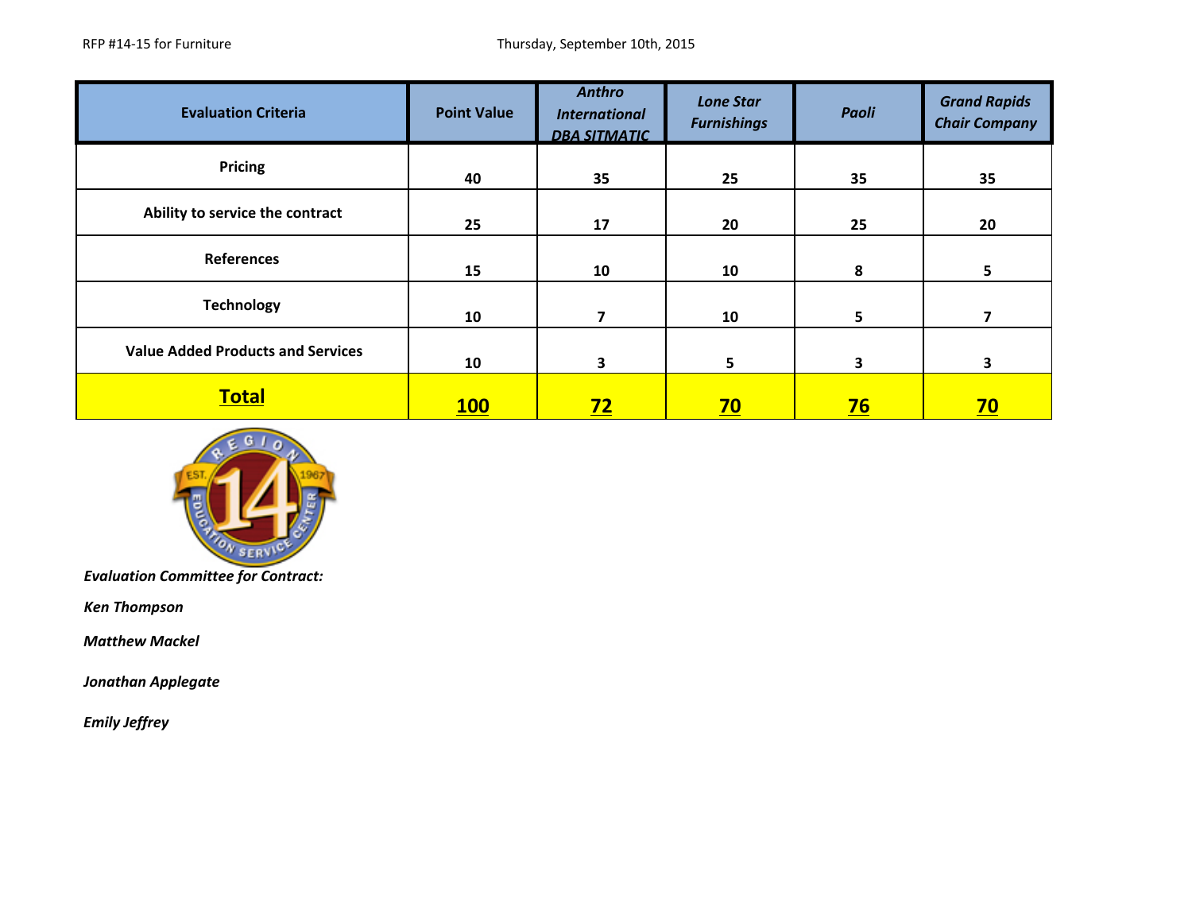RFP #14-15 for Furniture

Thursday, September 10th, 2015

| Evaluation Criteria | Point Value | *Anthro International DBA SITMATIC* | *Lone Star Furnishings* | *Paoli* | *Grand Rapids Chair Company* |
|---|---|---|---|---|---|
| **Pricing** | **40** | **35** | **25** | **35** | **35** |
| **Ability to service the contract** | **25** | **17** | **20** | **25** | **20** |
| **References** | **15** | **10** | **10** | **8** | **5** |
| **Technology** | **10** | **7** | **10** | **5** | **7** |
| **Value Added Products and Services** | **10** | **3** | **5** | **3** | **3** |
| **Total** | **100** | **72** | **70** | **76** | **70** |

***Evaluation Committee for Contract:***

***Ken Thompson***

***Matthew Mackel***

***Jonathan Applegate***

***Emily Jeffrey***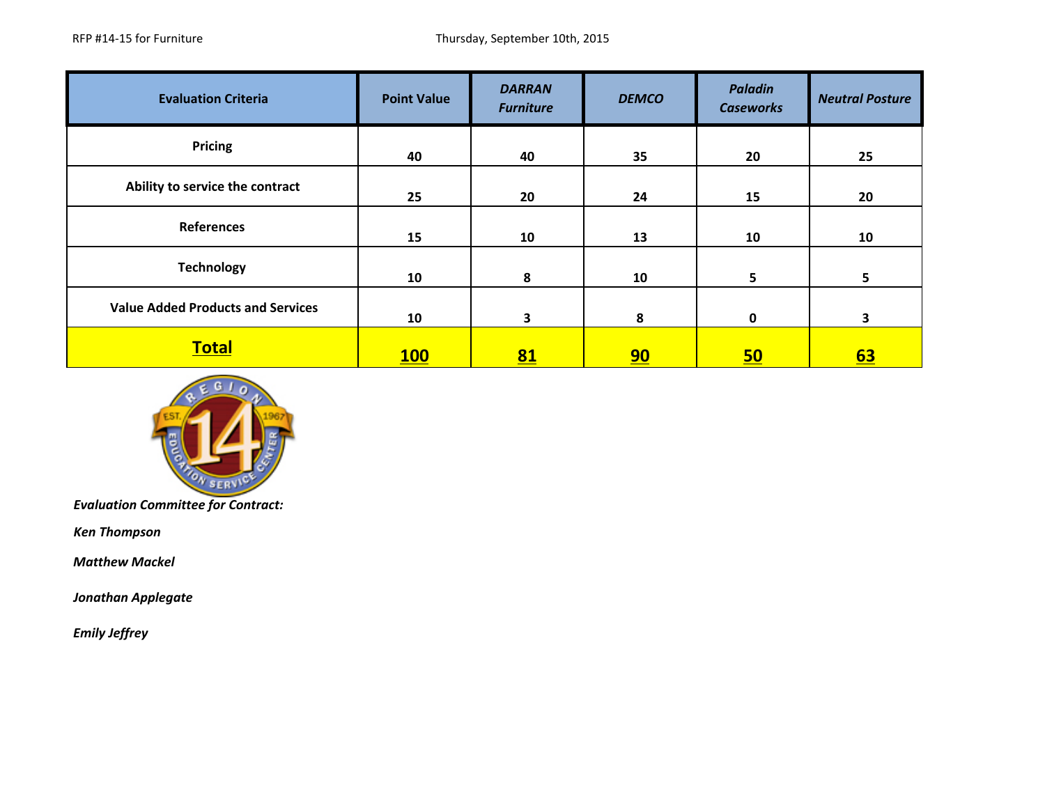RFP #14-15 for Furniture

Thursday, September 10th, 2015

| Evaluation Criteria | Point Value | *DARRAN Furniture* | *DEMCO* | *Paladin Caseworks* | *Neutral Posture* |
|---|---|---|---|---|---|
| **Pricing** | **40** | **40** | **35** | **20** | **25** |
| **Ability to service the contract** | **25** | **20** | **24** | **15** | **20** |
| **References** | **15** | **10** | **13** | **10** | **10** |
| **Technology** | **10** | **8** | **10** | **5** | **5** |
| **Value Added Products and Services** | **10** | **3** | **8** | **0** | **3** |
| **Total** | **100** | **81** | **90** | **50** | **63** |

***Evaluation Committee for Contract:***

***Ken Thompson***

***Matthew Mackel***

***Jonathan Applegate***

***Emily Jeffrey***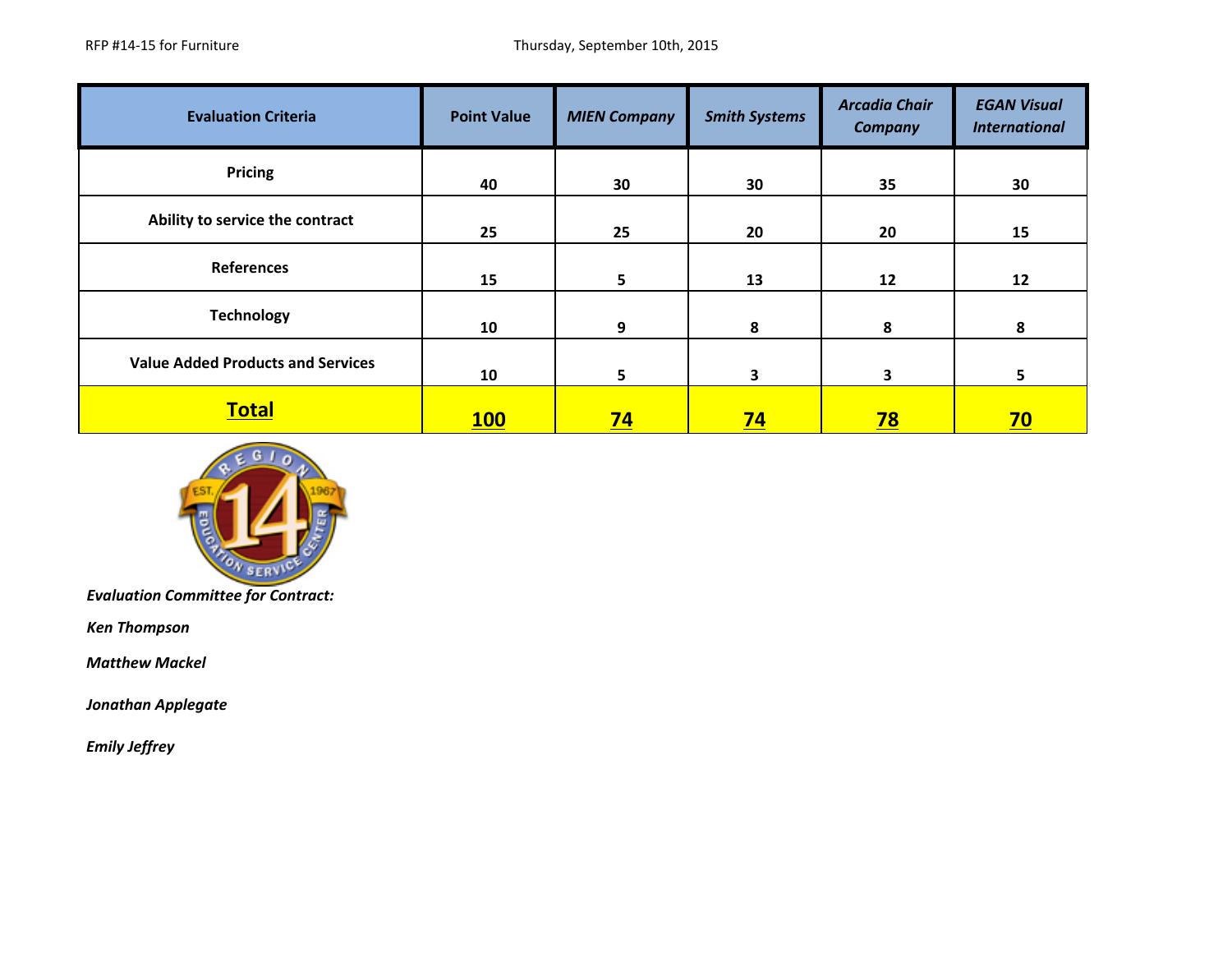RFP #14-15 for Furniture Thursday, September 10th, 2015

| Evaluation Criteria | Point Value | *MIEN Company* | *Smith Systems* | *Arcadia Chair Company* | *EGAN Visual International* |
|---|---|---|---|---|---|
| **Pricing** | **40** | **30** | **30** | **35** | **30** |
| **Ability to service the contract** | **25** | **25** | **20** | **20** | **15** |
| **References** | **15** | **5** | **13** | **12** | **12** |
| **Technology** | **10** | **9** | **8** | **8** | **8** |
| **Value Added Products and Services** | **10** | **5** | **3** | **3** | **5** |
| **Total** | **100** | **74** | **74** | **78** | **70** |

***Evaluation Committee for Contract:***

***Ken Thompson***

***Matthew Mackel***

***Jonathan Applegate***

***Emily Jeffrey***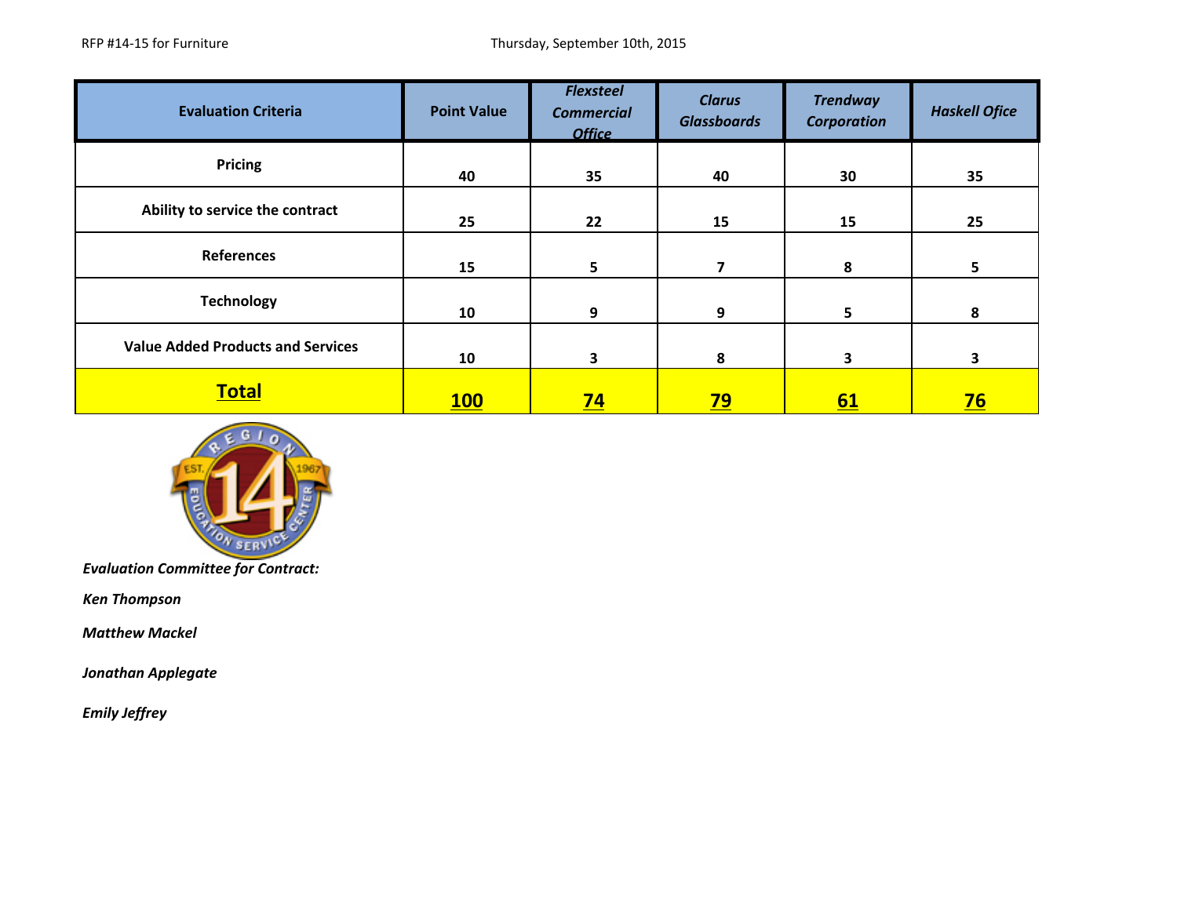RFP #14-15 for Furniture

Thursday, September 10th, 2015

| Evaluation Criteria | Point Value | *Flexsteel Commercial Office* | *Clarus Glassboards* | *Trendway Corporation* | *Haskell Ofice* |
|---|---|---|---|---|---|
| **Pricing** | **40** | **35** | **40** | **30** | **35** |
| **Ability to service the contract** | **25** | **22** | **15** | **15** | **25** |
| **References** | **15** | **5** | **7** | **8** | **5** |
| **Technology** | **10** | **9** | **9** | **5** | **8** |
| **Value Added Products and Services** | **10** | **3** | **8** | **3** | **3** |
| **Total** | **100** | **74** | **79** | **61** | **76** |

***Evaluation Committee for Contract:***

***Ken Thompson***

***Matthew Mackel***

***Jonathan Applegate***

***Emily Jeffrey***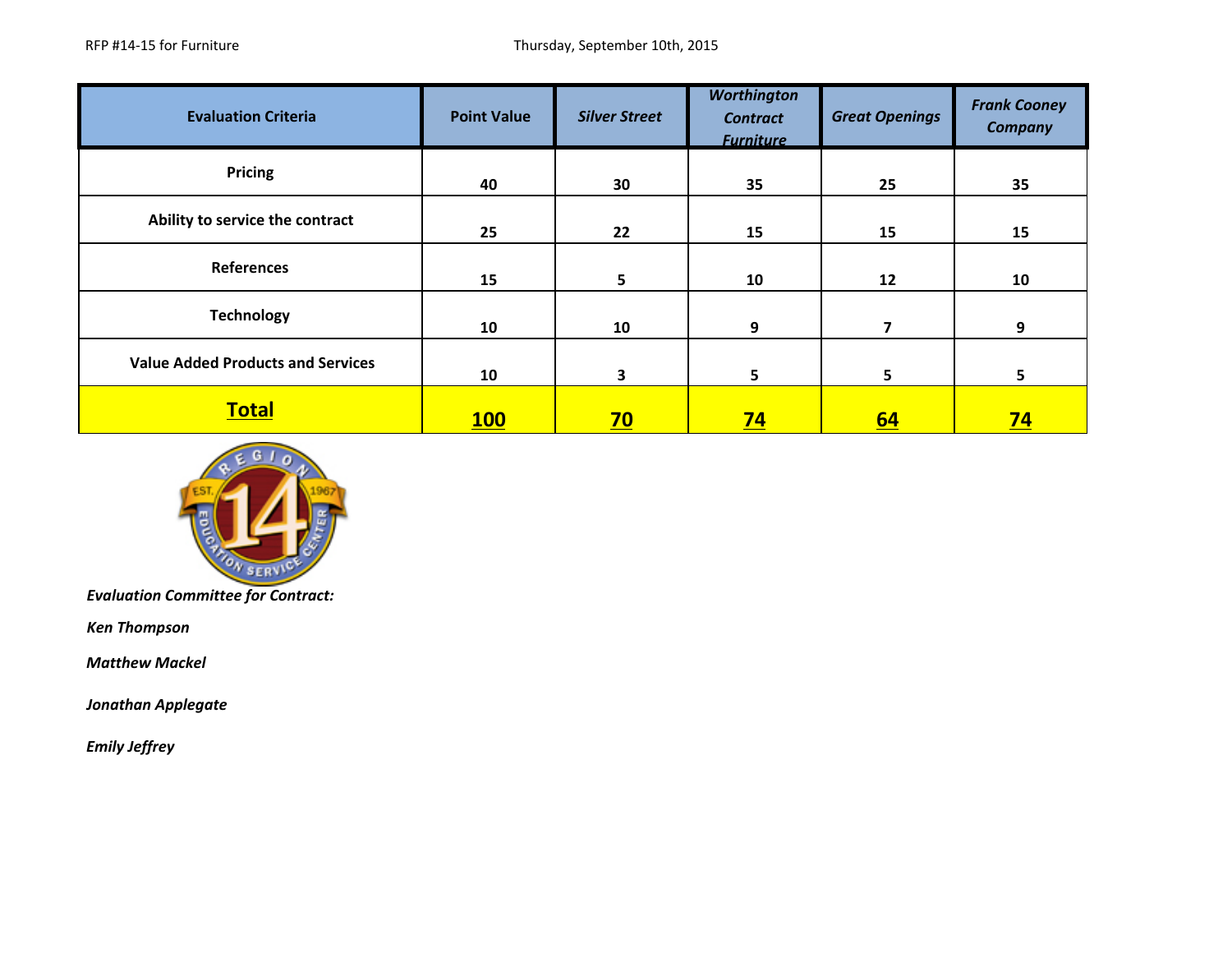RFP #14-15 for Furniture Thursday, September 10th, 2015

| Evaluation Criteria | Point Value | *Silver Street* | *Worthington Contract Furniture* | *Great Openings* | *Frank Cooney Company* |
|---|---|---|---|---|---|
| **Pricing** | **40** | **30** | **35** | **25** | **35** |
| **Ability to service the contract** | **25** | **22** | **15** | **15** | **15** |
| **References** | **15** | **5** | **10** | **12** | **10** |
| **Technology** | **10** | **10** | **9** | **7** | **9** |
| **Value Added Products and Services** | **10** | **3** | **5** | **5** | **5** |
| **Total** | **100** | **70** | **74** | **64** | **74** |

***Evaluation Committee for Contract:***

***Ken Thompson***

***Matthew Mackel***

***Jonathan Applegate***

***Emily Jeffrey***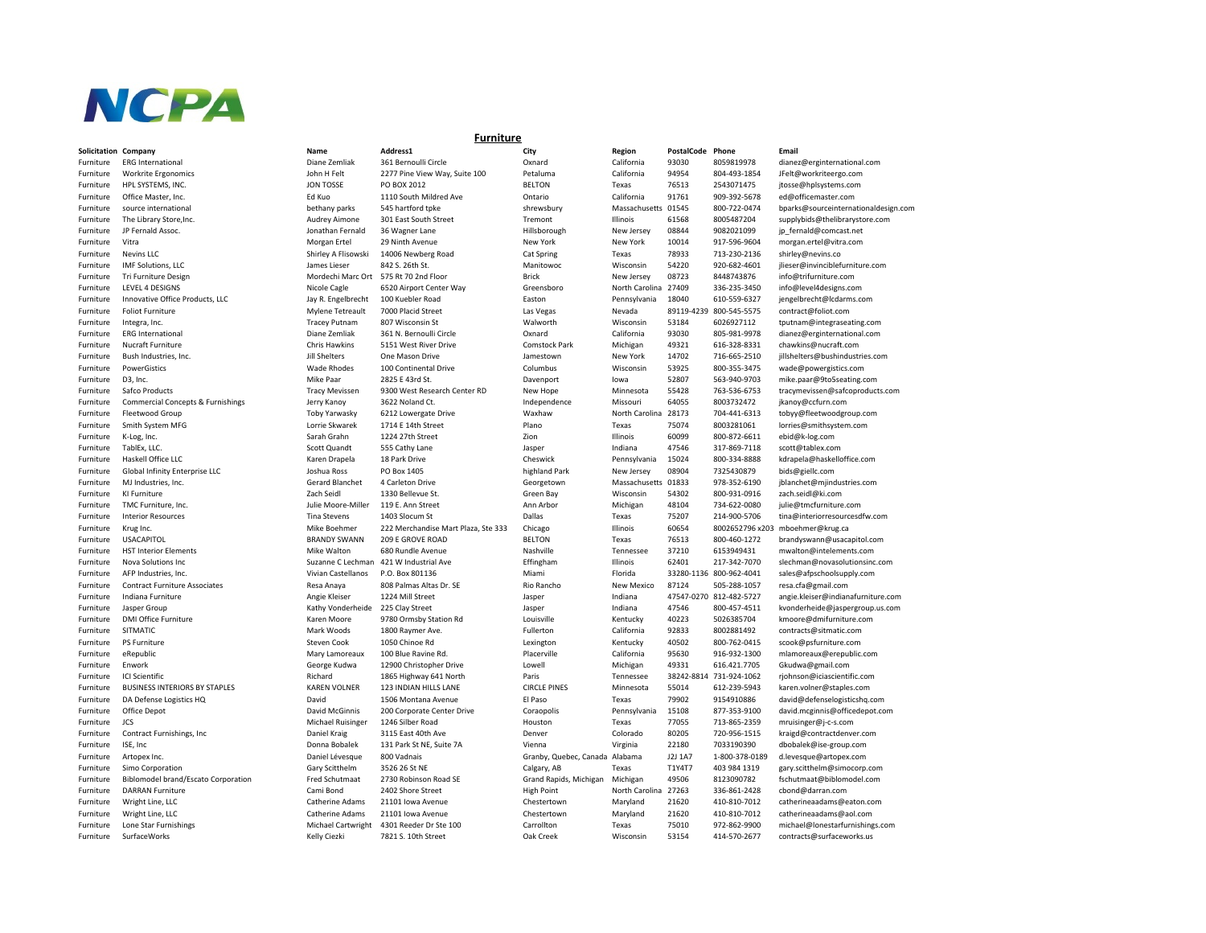NCPA

## Furniture

| Solicitation | Company | Name | Address1 | City | Region | PostalCode | Phone | Email |
|---|---|---|---|---|---|---|---|---|
| Furniture | ERG International | Diane Zemliak | 361 Bernoulli Circle | Oxnard | California | 93030 | 8059819978 | dianez@erginternational.com |
| Furniture | Workrite Ergonomics | John H Felt | 2277 Pine View Way, Suite 100 | Petaluma | California | 94954 | 804-493-1854 | JFelt@workriteergo.com |
| Furniture | HPL SYSTEMS, INC. | JON TOSSE | PO BOX 2012 | BELTON | Texas | 76513 | 2543071475 | jtosse@hplsystems.com |
| Furniture | Office Master, Inc. | Ed Kuo | 1110 South Mildred Ave | Ontario | California | 91761 | 909-392-5678 | ed@officemaster.com |
| Furniture | source international | bethany parks | 545 hartford tpke | shrewsbury | Massachusetts | 01545 | 800-722-0474 | bparks@sourceinternationaldesign.com |
| Furniture | The Library Store,Inc. | Audrey Aimone | 301 East South Street | Tremont | Illinois | 61568 | 8005487204 | supplybids@thelibrarystore.com |
| Furniture | JP Fernald Assoc. | Jonathan Fernald | 36 Wagner Lane | Hillsborough | New Jersey | 08844 | 9082021099 | jp_fernald@comcast.net |
| Furniture | Vitra | Morgan Ertel | 29 Ninth Avenue | New York | New York | 10014 | 917-596-9604 | morgan.ertel@vitra.com |
| Furniture | Nevins LLC | Shirley A Flisowski | 14006 Newberg Road | Cat Spring | Texas | 78933 | 713-230-2136 | shirley@nevins.co |
| Furniture | IMF Solutions, LLC | James Lieser | 842 S. 26th St. | Manitowoc | Wisconsin | 54220 | 920-682-4601 | jlieser@invinciblefurniture.com |
| Furniture | Tri Furniture Design | Mordechi Marc Ort | 575 Rt 70 2nd Floor | Brick | New Jersey | 08723 | 8448743876 | info@trifurniture.com |
| Furniture | LEVEL 4 DESIGNS | Nicole Cagle | 6520 Airport Center Way | Greensboro | North Carolina | 27409 | 336-235-3450 | info@level4designs.com |
| Furniture | Innovative Office Products, LLC | Jay R. Engelbrecht | 100 Kuebler Road | Easton | Pennsylvania | 18040 | 610-559-6327 | jengelbrecht@lcdarms.com |
| Furniture | Foliot Furniture | Mylene Tetreault | 7000 Placid Street | Las Vegas | Nevada | 89119-4239 | 800-545-5575 | contract@foliot.com |
| Furniture | Integra, Inc. | Tracey Putnam | 807 Wisconsin St | Walworth | Wisconsin | 53184 | 6026927112 | tputnam@integraseating.com |
| Furniture | ERG International | Diane Zemliak | 361 N. Bernoulli Circle | Oxnard | California | 93030 | 805-981-9978 | dianez@erginternational.com |
| Furniture | Nucraft Furniture | Chris Hawkins | 5151 West River Drive | Comstock Park | Michigan | 49321 | 616-328-8331 | chawkins@nucraft.com |
| Furniture | Bush Industries, Inc. | Jill Shelters | One Mason Drive | Jamestown | New York | 14702 | 716-665-2510 | jillshelters@bushindustries.com |
| Furniture | PowerGistics | Wade Rhodes | 100 Continental Drive | Columbus | Wisconsin | 53925 | 800-355-3475 | wade@powergistics.com |
| Furniture | D3, Inc. | Mike Paar | 2825 E 43rd St. | Davenport | Iowa | 52807 | 563-940-9703 | mike.paar@9to5seating.com |
| Furniture | Safco Products | Tracy Mevissen | 9300 West Research Center RD | New Hope | Minnesota | 55428 | 763-536-6753 | tracymevissen@safcoproducts.com |
| Furniture | Commercial Concepts & Furnishings | Jerry Kanoy | 3622 Noland Ct. | Independence | Missouri | 64055 | 8003732472 | jkanoy@ccfurn.com |
| Furniture | Fleetwood Group | Toby Yarwasky | 6212 Lowergate Drive | Waxhaw | North Carolina | 28173 | 704-441-6313 | tobyy@fleetwoodgroup.com |
| Furniture | Smith System MFG | Lorrie Skwarek | 1714 E 14th Street | Plano | Texas | 75074 | 8003281061 | lorries@smithsystem.com |
| Furniture | K-Log, Inc. | Sarah Grahn | 1224 27th Street | Zion | Illinois | 60099 | 800-872-6611 | ebid@k-log.com |
| Furniture | TablEx, LLC. | Scott Quandt | 555 Cathy Lane | Jasper | Indiana | 47546 | 317-869-7118 | scott@tablex.com |
| Furniture | Haskell Office LLC | Karen Drapela | 18 Park Drive | Cheswick | Pennsylvania | 15024 | 800-334-8888 | kdrapela@haskelloffice.com |
| Furniture | Global Infinity Enterprise LLC | Joshua Ross | PO Box 1405 | highland Park | New Jersey | 08904 | 7325430879 | bids@giellc.com |
| Furniture | MJ Industries, Inc. | Gerard Blanchet | 4 Carleton Drive | Georgetown | Massachusetts | 01833 | 978-352-6190 | jblanchet@mjindustries.com |
| Furniture | KI Furniture | Zach Seidl | 1330 Bellevue St. | Green Bay | Wisconsin | 54302 | 800-931-0916 | zach.seidl@ki.com |
| Furniture | TMC Furniture, Inc. | Julie Moore-Miller | 119 E. Ann Street | Ann Arbor | Michigan | 48104 | 734-622-0080 | julie@tmcfurniture.com |
| Furniture | Interior Resources | Tina Stevens | 1403 Slocum St | Dallas | Texas | 75207 | 214-900-5706 | tina@interiorresourcesdfw.com |
| Furniture | Krug Inc. | Mike Boehmer | 222 Merchandise Mart Plaza, Ste 333 | Chicago | Illinois | 60654 | 8002652796 x203 | mboehmer@krug.ca |
| Furniture | USACAPITOL | BRANDY SWANN | 209 E GROVE ROAD | BELTON | Texas | 76513 | 800-460-1272 | brandyswann@usacapitol.com |
| Furniture | HST Interior Elements | Mike Walton | 680 Rundle Avenue | Nashville | Tennessee | 37210 | 6153949431 | mwalton@intelements.com |
| Furniture | Nova Solutions Inc | Suzanne C Lechman | 421 W Industrial Ave | Effingham | Illinois | 62401 | 217-342-7070 | slechman@novasolutionsinc.com |
| Furniture | AFP Industries, Inc. | Vivian Castellanos | P.O. Box 801136 | Miami | Florida | 33280-1136 | 800-962-4041 | sales@afpschoolsupply.com |
| Furniture | Contract Furniture Associates | Resa Anaya | 808 Palmas Altas Dr. SE | Rio Rancho | New Mexico | 87124 | 505-288-1057 | resa.cfa@gmail.com |
| Furniture | Indiana Furniture | Angie Kleiser | 1224 Mill Street | Jasper | Indiana | 47547-0270 | 812-482-5727 | angie.kleiser@indianafurniture.com |
| Furniture | Jasper Group | Kathy Vonderheide | 225 Clay Street | Jasper | Indiana | 47546 | 800-457-4511 | kvonderheide@jaspergroup.us.com |
| Furniture | DMI Office Furniture | Karen Moore | 9780 Ormsby Station Rd | Louisville | Kentucky | 40223 | 5026385704 | kmoore@dmifurniture.com |
| Furniture | SITMATIC | Mark Woods | 1800 Raymer Ave. | Fullerton | California | 92833 | 8002881492 | contracts@sitmatic.com |
| Furniture | PS Furniture | Steven Cook | 1050 Chinoe Rd | Lexington | Kentucky | 40502 | 800-762-0415 | scook@psfurniture.com |
| Furniture | eRepublic | Mary Lamoreaux | 100 Blue Ravine Rd. | Placerville | California | 95630 | 916-932-1300 | mlamoreaux@erepublic.com |
| Furniture | Enwork | George Kudwa | 12900 Christopher Drive | Lowell | Michigan | 49331 | 616.421.7705 | Gkudwa@gmail.com |
| Furniture | ICI Scientific | Richard | 1865 Highway 641 North | Paris | Tennessee | 38242-8814 | 731-924-1062 | rjohnson@iciascientific.com |
| Furniture | BUSINESS INTERIORS BY STAPLES | KAREN VOLNER | 123 INDIAN HILLS LANE | CIRCLE PINES | Minnesota | 55014 | 612-239-5943 | karen.volner@staples.com |
| Furniture | DA Defense Logistics HQ | David | 1506 Montana Avenue | El Paso | Texas | 79902 | 9154910886 | david@defenselogisticshq.com |
| Furniture | Office Depot | David McGinnis | 200 Corporate Center Drive | Coraopolis | Pennsylvania | 15108 | 877-353-9100 | david.mcginnis@officedepot.com |
| Furniture | JCS | Michael Ruisinger | 1246 Silber Road | Houston | Texas | 77055 | 713-865-2359 | mruisinger@j-c-s.com |
| Furniture | Contract Furnishings, Inc | Daniel Kraig | 3115 East 40th Ave | Denver | Colorado | 80205 | 720-956-1515 | kraigd@contractdenver.com |
| Furniture | ISE, Inc | Donna Bobalek | 131 Park St NE, Suite 7A | Vienna | Virginia | 22180 | 7033190390 | dbobalek@ise-group.com |
| Furniture | Artopex Inc. | Daniel Lévesque | 800 Vadnais | Granby, Quebec, Canada | Alabama | J2J 1A7 | 1-800-378-0189 | d.levesque@artopex.com |
| Furniture | Simo Corporation | Gary Scitthelm | 3526 26 St NE | Calgary, AB | Texas | T1Y4T7 | 403 984 1319 | gary.scitthelm@simocorp.com |
| Furniture | Biblomodel brand/Escato Corporation | Fred Schutmaat | 2730 Robinson Road SE | Grand Rapids, Michigan | Michigan | 49506 | 8123090782 | fschutmaat@biblomodel.com |
| Furniture | DARRAN Furniture | Cami Bond | 2402 Shore Street | High Point | North Carolina | 27263 | 336-861-2428 | cbond@darran.com |
| Furniture | Wright Line, LLC | Catherine Adams | 21101 Iowa Avenue | Chestertown | Maryland | 21620 | 410-810-7012 | catherineaadams@eaton.com |
| Furniture | Wright Line, LLC | Catherine Adams | 21101 Iowa Avenue | Chestertown | Maryland | 21620 | 410-810-7012 | catherineaadams@aol.com |
| Furniture | Lone Star Furnishings | Michael Cartwright | 4301 Reeder Dr Ste 100 | Carrollton | Texas | 75010 | 972-862-9900 | michael@lonestarfurnishings.com |
| Furniture | SurfaceWorks | Kelly Ciezki | 7821 S. 10th Street | Oak Creek | Wisconsin | 53154 | 414-570-2677 | contracts@surfaceworks.us |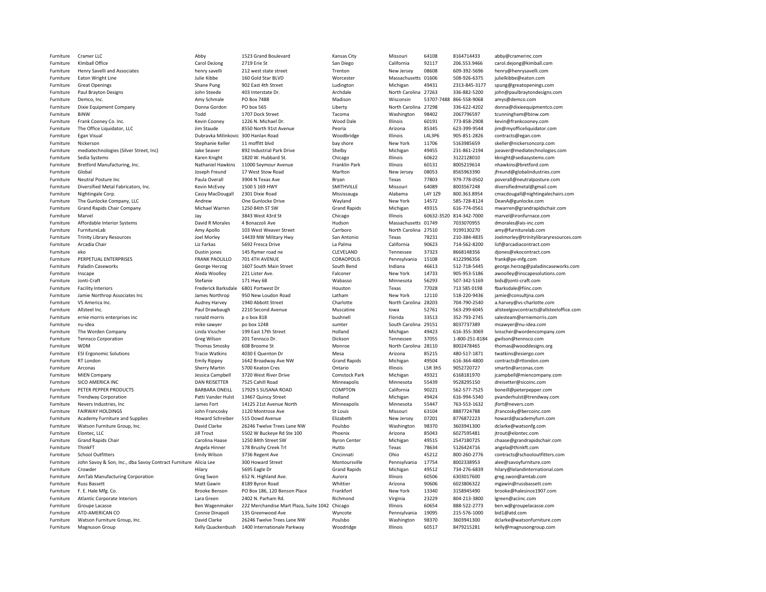| | | | | | | | | |
|---|---|---|---|---|---|---|---|---|
| Furniture | Cramer LLC | Abby | 1523 Grand Boulevard | Kansas City | Missouri | 64108 | 8164714433 | abby@cramerinc.com |
| Furniture | KImball Office | Carol DeJong | 2719 Erie St | San Diego | California | 92117 | 206.553.9466 | carol.dejong@kimball.com |
| Furniture | Henry Savelli and Associates | henry savelli | 212 west state street | Trenton | New Jersey | 08608 | 609-392-5696 | henry@henrysavelli.com |
| Furniture | Eaton Wright Line | Julie Kibbe | 160 Gold Star BLVD | Worcester | Massachusetts | 01606 | 508-926-6375 | julielkibbe@eaton.com |
| Furniture | Great Openings | Shane Pung | 902 East 4th Street | Ludington | Michigan | 49431 | 2313-845-3177 | spung@greatopenings.com |
| Furniture | Paul Brayton Designs | John Steede | 403 Interstate Dr. | Archdale | North Carolina | 27263 | 336-882-5200 | john@paulbraytondesigns.com |
| Furniture | Demco, Inc. | Amy Schmale | PO Box 7488 | Madison | Wisconsin | 53707-7488 | 866-558-9068 | amys@demco.com |
| Furniture | Dixie Equipment Company | Donna Gordon | PO box 565 | Liberty | North Carolina | 27298 | 336-622-4202 | donna@dixieequipmentco.com |
| Furniture | BiNW | Todd | 1707 Dock Street | Tacoma | Washington | 98402 | 2067796597 | tcunningham@binw.com |
| Furniture | Frank Cooney Co. Inc. | Kevin Cooney | 1226 N. Michael Dr. | Wood Dale | Illinois | 60191 | 773-858-2908 | kevin@frankcooney.com |
| Furniture | The Office Liquidator, LLC | Jim Staude | 8550 North 91st Avenue | Peoria | Arizona | 85345 | 623-399-9544 | jim@myofficeliquidator.com |
| Furniture | Egan Visual | Dubravka Milinkovic | 300 Hanlan Road | Woodbridge | Illinois | L4L3P6 | 905-851-2826 | contracts@egan.com |
| Furniture | Nickerson | Stephanie Keller | 11 moffitt blvd | bay shore | New York | 11706 | 5163985659 | skeller@nickersoncorp.com |
| Furniture | mediatechnologies (Silver Street, Inc) | Jake Seaver | 892 Industrial Park Drive | Shelby | Michigan | 49455 | 231-861-2194 | jseaver@mediatechnologies.com |
| Furniture | Sedia Systems | Karen Knight | 1820 W. Hubbard St. | Chicago | Illinois | 60622 | 3122128010 | kknight@sediasystems.com |
| Furniture | Bretford Manufacturing, Inc. | Nathaniel Hawkins | 11000 Seymour Avenue | Franklin Park | Illinois | 60131 | 8005219614 | nhawkins@bretford.com |
| Furniture | Global | Joseph Freund | 17 West Stow Road | Marlton | New Jersey | 08053 | 8565963390 | jfreund@globalindustries.com |
| Furniture | Neutral Posture Inc | Paula Overall | 3904 N Texas Ave | Bryan | Texas | 77803 | 979-778-0502 | poverall@neutralposture.com |
| Furniture | Diversified Metal Fabricators, Inc. | Kevin McEvoy | 1500 S 169 HWY | SMITHVILLE | Missouri | 64089 | 8003567248 | diversifiedmetal@gmail.com |
| Furniture | Nightingale Corp. | Cassy MacDougall | 2301 Dixie Road | Mississauga | Alabama | L4Y 1Z9 | 800.363.8954 | cmacdougall@nightingalechairs.com |
| Furniture | The Gunlocke Company, LLC | Andrew | One Gunlocke Drive | Wayland | New York | 14572 | 585-728-8124 | DeanA@gunlocke.com |
| Furniture | Grand Rapids Chair Company | Michael Warren | 1250 84th ST SW | Grand Rapids | Michigan | 49315 | 616-774-0561 | mwarren@grandrapidschair.com |
| Furniture | Marvel | Jay | 3843 West 43rd St | Chicago | Illinois | 60632-3520 | 814-342-7000 | marvel@ironfurnace.com |
| Furniture | Affordable Interior Systems | David R Morales | 4 Bonazzoli Ave | Hudson | Massachusetts | 01749 | 7033070955 | dmorales@ais-inc.com |
| Furniture | FurnitureLab | Amy Apollo | 103 West Weaver Street | Carrboro | North Carolina | 27510 | 9199130270 | amy@furniturelab.com |
| Furniture | Trinity Library Resources | Joel Morley | 14439 NW Military Hwy | San Antonio | Texas | 78231 | 210-384-4835 | Joelmorley@trinitylibraryresources.com |
| Furniture | Arcadia Chair | Liz Farkas | 5692 Fresca Drive | La Palma | California | 90623 | 714-562-8200 | lizf@arcadiacontract.com |
| Furniture | eko | Dustin jones | 145 Rymer road ne | CLEVELAND | Tennessee | 37323 | 8668148356 | djones@ekocontract.com |
| Furniture | PERPETUAL ENTERPRISES | FRANK PAOLILLO | 701 4TH AVENUE | CORAOPOLIS | Pennsylvania | 15108 | 4122996356 | frank@pe-mfg.com |
| Furniture | Paladin Caseworks | George Herzog | 1607 South Main Street | South Bend | Indiana | 46613 | 512-718-5445 | george.herzog@paladincaseworks.com |
| Furniture | Inscape | Aleda Woolley | 221 Lister Ave. | Falconer | New York | 14733 | 905-953-5186 | awoolley@inscapesolutions.com |
| Furniture | Jonti-Craft | Stefanie | 171 Hwy 68 | Wabasso | Minnesota | 56293 | 507-342-5169 | bids@jonti-craft.com |
| Furniture | Facility Interiors | Frederick Barksdale | 6801 Portwest Dr | Houston | Texas | 77028 | 713 585 0198 | fbarksdale@fiinc.com |
| Furniture | Jamie Northrop Associates Inc | James Northrop | 950 New Loudon Road | Latham | New York | 12110 | 518-220-9436 | jamie@consultjna.com |
| Furniture | VS America Inc. | Audrey Harvey | 1940 Abbott Street | Charlotte | North Carolina | 28203 | 704-790-2540 | a.harvey@vs-charlotte.com |
| Furniture | Allsteel Inc. | Paul Drawbaugh | 2210 Second Avenue | Muscatine | Iowa | 52761 | 563-299-6045 | allsteelgovcontracts@allsteeloffice.com |
| Furniture | ernie morris enterprises inc | ronald morris | p o box 818 | bushnell | Florida | 33513 | 352-793-2745 | salesteam@erniemorris.com |
| Furniture | nu-idea | mike sawyer | po box 1248 | sumter | South Carolina | 29151 | 8037737389 | msawyer@nu-idea.com |
| Furniture | The Worden Company | Linda Visscher | 199 East 17th Street | Holland | Michigan | 49423 | 616-355-3069 | lvisscher@wordencompany.com |
| Furniture | Tennsco Corporation | Greg Wilson | 201 Tennsco Dr. | Dickson | Tennessee | 37055 | 1-800-251-8184 | gwilson@tennsco.com |
| Furniture | WDM | Thomas Smosky | 608 Broome St | Monroe | North Carolina | 28110 | 8002478465 | thomas@wooddesigns.org |
| Furniture | ESI Ergonomic Solutions | Tracie Watkins | 4030 E Quenton Dr | Mesa | Arizona | 85215 | 480-517-1871 | twatkins@esiergo.com |
| Furniture | RT London | Emily Rippey | 1642 Broadway Ave NW | Grand Rapids | Michigan | 49504 | 616-364-4800 | contracts@rtlondon.com |
| Furniture | Arconas | Sherry Martin | 5700 Keaton Cres | Ontario | Illinois | L5R 3h5 | 9052720727 | smartin@arconas.com |
| Furniture | MiEN Company | Jessica Campbell | 3720 West River Drive | Comstock Park | Michigan | 49321 | 6168181970 | jcampbell@miencompany.com |
| Furniture | SICO AMERICA INC | DAN REISETTER | 7525 Cahill Road | Minneapolis | Minnesota | 55439 | 9528295150 | dreisetter@sicoinc.com |
| Furniture | PETER PEPPER PRODUCTS | BARBARA ONEILL | 17929 S SUSANA ROAD | COMPTON | California | 90221 | 562-577-7525 | boneill@peterpepper.com |
| Furniture | Trendway Corporation | Patti Vander Hulst | 13467 Quincy Street | Holland | Michigan | 49424 | 616-994-5340 | pvanderhulst@trendway.com |
| Furniture | Nevers Industries, Inc | James Fort | 14125 21st Avenue North | Minneapolis | Minnesota | 55447 | 763-553-1632 | jfort@nevers.com |
| Furniture | FAIRWAY HOLDINGS | John Francosky | 1120 Montrose Ave | St Louis | Missouri | 63104 | 8887724788 | jfrancosky@bercoinc.com |
| Furniture | Academy Furniture and Supplies | Howard Schreiber | 515 Dowd Avenue | Elizabeth | New Jersey | 07201 | 8776872223 | howard@academyfurn.com |
| Furniture | Watson Furniture Group, Inc. | David Clarke | 26246 Twelve Trees Lane NW | Poulsbo | Washington | 98370 | 3603941300 | dclarke@watsonfg.com |
| Furniture | Elontec, LLC | Jill Trout | 5502 W Buckeye Rd Ste 100 | Phoenix | Arizona | 85043 | 6027595481 | jtrout@elontec.com |
| Furniture | Grand Rapids Chair | Carolina Haase | 1250 84th Street SW | Byron Center | Michigan | 49515 | 2547180725 | chaase@grandrapidschair.com |
| Furniture | ThinkFT | Angela Hinner | 178 Brushy Creek Trl | Hutto | Texas | 78634 | 5126424716 | angela@thinkft.com |
| Furniture | School Outfitters | Emily Wilson | 3736 Regent Ave | Cincinnati | Ohio | 45212 | 800-260-2776 | contracts@schooloutfitters.com |
| Furniture | John Savoy & Son, Inc., dba Savoy Contract Furniture | Alicia Lee | 300 Howard Street | Montoursville | Pennsylvania | 17754 | 8002338953 | alee@savoyfurniture.com |
| Furniture | Crowder | Hilary | 5695 Eagle Dr | Grand Rapids | Michigan | 49512 | 734-276-6839 | hilary@lelandinternational.com |
| Furniture | AmTab Manufacturing Corporation | Greg Swon | 652 N. Highland Ave. | Aurora | Illinois | 60506 | 6303017600 | greg.swon@amtab.com |
| Furniture | Russ Bassett | Matt Gawin | 8189 Byron Road | Whittier | Arizona | 90606 | 6023806322 | mgawin@russbassett.com |
| Furniture | F. E. Hale Mfg. Co. | Brooke Benson | PO Box 186, 120 Benson Place | Frankfort | New York | 13340 | 3158945490 | brooke@halesince1907.com |
| Furniture | Atlantic Corporate Interiors | Lara Green | 2402 N. Parham Rd. | Richmond | Virginia | 23229 | 804-213-3800 | lgreen@aciinc.com |
| Furniture | Groupe Lacasse | Ben Wagenmaker | 222 Merchandise Mart Plaza, Suite 1042 | Chicago | Illinois | 60654 | 888-522-2773 | ben.w@groupelacasse.com |
| Furniture | ATD-AMERICAN CO | Connie Dinapoli | 135 Greenwood Ave | Wyncote | Pennsylvania | 19095 | 215-576-1000 | bid1@atd.com |
| Furniture | Watson Furniture Group, Inc. | David Clarke | 26246 Twelve Trees Lane NW | Poulsbo | Washington | 98370 | 3603941300 | dclarke@watsonfurniture.com |
| Furniture | Magnuson Group | Kelly Quackenbush | 1400 Internationale Parkway | Woodridge | Illinois | 60517 | 8479215281 | kelly@magnusongroup.com |